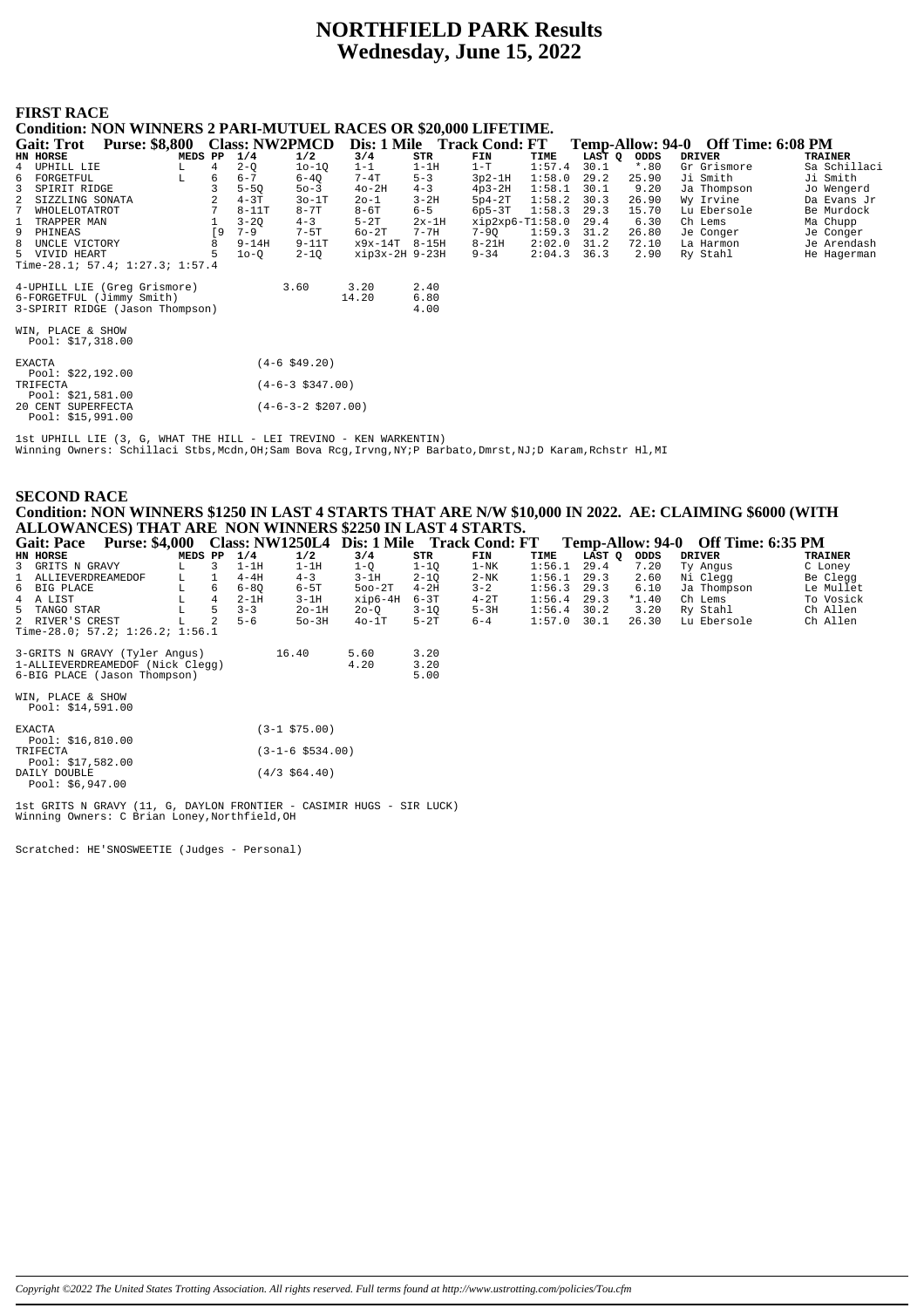# NORTHFIELD PARK Results
## Wednesday, June 15, 2022

### FIRST RACE

**Condition: NON WINNERS 2 PARI-MUTUEL RACES OR $20,000 LIFETIME.**

**Gait: Trot Purse: $8,800 Class: NW2PMCD Dis: 1 Mile Track Cond: FT Temp-Allow: 94-0 Off Time: 6:08 PM**

| HN | HORSE | MEDS | PP | 1/4 | 1/2 | 3/4 | STR | FIN | TIME | LAST Q | ODDS | DRIVER | TRAINER |
|---|---|---|---|---|---|---|---|---|---|---|---|---|---|
| 4 | UPHILL LIE | L | 4 | 2-Q | 1o-1Q | 1-1 | 1-1H | 1-T | 1:57.4 | 30.1 | *.80 | Gr Grismore | Sa Schillaci |
| 6 | FORGETFUL | L | 6 | 6-7 | 6-4Q | 7-4T | 5-3 | 3p2-1H | 1:58.0 | 29.2 | 25.90 | Ji Smith | Ji Smith |
| 3 | SPIRIT RIDGE | | 3 | 5-5Q | 5o-3 | 4o-2H | 4-3 | 4p3-2H | 1:58.1 | 30.1 | 9.20 | Ja Thompson | Jo Wengerd |
| 2 | SIZZLING SONATA | | 2 | 4-3T | 3o-1T | 2o-1 | 3-2H | 5p4-2T | 1:58.2 | 30.3 | 26.90 | Wy Irvine | Da Evans Jr |
| 7 | WHOLELOTATROT | | 7 | 8-11T | 8-7T | 8-6T | 6-5 | 6p5-3T | 1:58.3 | 29.3 | 15.70 | Lu Ebersole | Be Murdock |
| 1 | TRAPPER MAN | | 1 | 3-2Q | 4-3 | 5-2T | 2x-1H | xip2xp6-T | 1:58.0 | 29.4 | 6.30 | Ch Lems | Ma Chupp |
| 9 | PHINEAS | | [9 | 7-9 | 7-5T | 6o-2T | 7-7H | 7-9Q | 1:59.3 | 31.2 | 26.80 | Je Conger | Je Conger |
| 8 | UNCLE VICTORY | | 8 | 9-14H | 9-11T | x9x-14T | 8-15H | 8-21H | 2:02.0 | 31.2 | 72.10 | La Harmon | Je Arendash |
| 5 | VIVID HEART | | 5 | 1o-Q | 2-1Q | xip3x-2H | 9-23H | 9-34 | 2:04.3 | 36.3 | 2.90 | Ry Stahl | He Hagerman |

Time-28.1; 57.4; 1:27.3; 1:57.4

| | | | |
|---|---|---|---|
| 4-UPHILL LIE (Greg Grismore) | 3.60 | 3.20 | 2.40 |
| 6-FORGETFUL (Jimmy Smith) | | 14.20 | 6.80 |
| 3-SPIRIT RIDGE (Jason Thompson) | | | 4.00 |

WIN, PLACE & SHOW
Pool: $17,318.00

| | |
|---|---|
| EXACTA Pool: $22,192.00 | (4-6 $49.20) |
| TRIFECTA Pool: $21,581.00 | (4-6-3 $347.00) |
| 20 CENT SUPERFECTA Pool: $15,991.00 | (4-6-3-2 $207.00) |

1st UPHILL LIE (3, G, WHAT THE HILL - LEI TREVINO - KEN WARKENTIN)
Winning Owners: Schillaci Stbs,Mcdn,OH;Sam Bova Rcg,Irvng,NY;P Barbato,Dmrst,NJ;D Karam,Rchstr Hl,MI

### SECOND RACE

**Condition: NON WINNERS $1250 IN LAST 4 STARTS THAT ARE N/W $10,000 IN 2022. AE: CLAIMING $6000 (WITH ALLOWANCES) THAT ARE NON WINNERS $2250 IN LAST 4 STARTS.**

**Gait: Pace Purse: $4,000 Class: NW1250L4 Dis: 1 Mile Track Cond: FT Temp-Allow: 94-0 Off Time: 6:35 PM**

| HN | HORSE | MEDS | PP | 1/4 | 1/2 | 3/4 | STR | FIN | TIME | LAST Q | ODDS | DRIVER | TRAINER |
|---|---|---|---|---|---|---|---|---|---|---|---|---|---|
| 3 | GRITS N GRAVY | L | 3 | 1-1H | 1-1H | 1-Q | 1-1Q | 1-NK | 1:56.1 | 29.4 | 7.20 | Ty Angus | C Loney |
| 1 | ALLIEVERDREAMEDOF | L | 1 | 4-4H | 4-3 | 3-1H | 2-1Q | 2-NK | 1:56.1 | 29.3 | 2.60 | Ni Clegg | Be Clegg |
| 6 | BIG PLACE | L | 6 | 6-8Q | 6-5T | 5oo-2T | 4-2H | 3-2 | 1:56.3 | 29.3 | 6.10 | Ja Thompson | Le Mullet |
| 4 | A LIST | L | 4 | 2-1H | 3-1H | xip6-4H | 6-3T | 4-2T | 1:56.4 | 29.3 | *1.40 | Ch Lems | To Vosick |
| 5 | TANGO STAR | L | 5 | 3-3 | 2o-1H | 2o-Q | 3-1Q | 5-3H | 1:56.4 | 30.2 | 3.20 | Ry Stahl | Ch Allen |
| 2 | RIVER'S CREST | L | 2 | 5-6 | 5o-3H | 4o-1T | 5-2T | 6-4 | 1:57.0 | 30.1 | 26.30 | Lu Ebersole | Ch Allen |

Time-28.0; 57.2; 1:26.2; 1:56.1

| | | | |
|---|---|---|---|
| 3-GRITS N GRAVY (Tyler Angus) | 16.40 | 5.60 | 3.20 |
| 1-ALLIEVERDREAMEDOF (Nick Clegg) | | 4.20 | 3.20 |
| 6-BIG PLACE (Jason Thompson) | | | 5.00 |

WIN, PLACE & SHOW
Pool: $14,591.00

| | |
|---|---|
| EXACTA Pool: $16,810.00 | (3-1 $75.00) |
| TRIFECTA Pool: $17,582.00 | (3-1-6 $534.00) |
| DAILY DOUBLE Pool: $6,947.00 | (4/3 $64.40) |

1st GRITS N GRAVY (11, G, DAYLON FRONTIER - CASIMIR HUGS - SIR LUCK)
Winning Owners: C Brian Loney,Northfield,OH

Scratched: HE'SNOSWEETIE (Judges - Personal)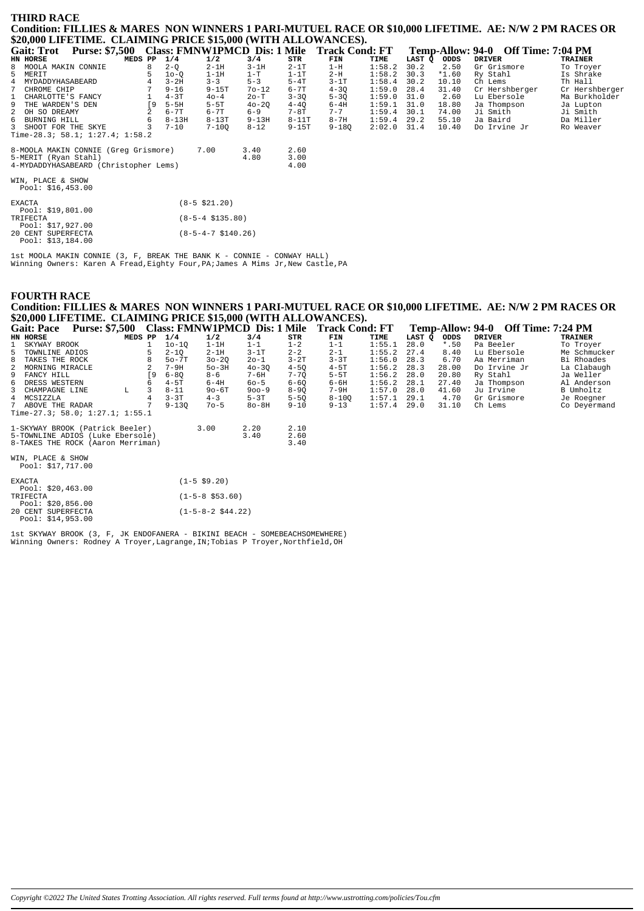## THIRD RACE

**Condition: FILLIES & MARES NON WINNERS 1 PARI-MUTUEL RACE OR $10,000 LIFETIME. AE: N/W 2 PM RACES OR $20,000 LIFETIME. CLAIMING PRICE $15,000 (WITH ALLOWANCES).**

**Gait: Trot Purse: $7,500 Class: FMNW1PMCD Dis: 1 Mile Track Cond: FT Temp-Allow: 94-0 Off Time: 7:04 PM**

| HN | HORSE | MEDS | PP | 1/4 | 1/2 | 3/4 | STR | FIN | TIME | LAST Q | ODDS | DRIVER | TRAINER |
|---|---|---|---|---|---|---|---|---|---|---|---|---|---|
| 8 | MOOLA MAKIN CONNIE | | 8 | 2-Q | 2-1H | 3-1H | 2-1T | 1-H | 1:58.2 | 30.2 | 2.50 | Gr Grismore | To Troyer |
| 5 | MERIT | | 5 | 1o-Q | 1-1H | 1-T | 1-1T | 2-H | 1:58.2 | 30.3 | *1.60 | Ry Stahl | Is Shrake |
| 4 | MYDADDYHASABEARD | | 4 | 3-2H | 3-3 | 5-3 | 5-4T | 3-1T | 1:58.4 | 30.2 | 10.10 | Ch Lems | Th Hall |
| 7 | CHROME CHIP | | 7 | 9-16 | 9-15T | 7o-12 | 6-7T | 4-3Q | 1:59.0 | 28.4 | 31.40 | Cr Hershberger | Cr Hershberger |
| 1 | CHARLOTTE'S FANCY | | 1 | 4-3T | 4o-4 | 2o-T | 3-3Q | 5-3Q | 1:59.0 | 31.0 | 2.60 | Lu Ebersole | Ma Burkholder |
| 9 | THE WARDEN'S DEN | | [9 | 5-5H | 5-5T | 4o-2Q | 4-4Q | 6-4H | 1:59.1 | 31.0 | 18.80 | Ja Thompson | Ja Lupton |
| 2 | OH SO DREAMY | | 2 | 6-7T | 6-7T | 6-9 | 7-8T | 7-7 | 1:59.4 | 30.1 | 74.00 | Ji Smith | Ji Smith |
| 6 | BURNING HILL | | 6 | 8-13H | 8-13T | 9-13H | 8-11T | 8-7H | 1:59.4 | 29.2 | 55.10 | Ja Baird | Da Miller |
| 3 | SHOOT FOR THE SKYE | | 3 | 7-10 | 7-10Q | 8-12 | 9-15T | 9-18Q | 2:02.0 | 31.4 | 10.40 | Do Irvine Jr | Ro Weaver |

Time-28.3; 58.1; 1:27.4; 1:58.2

| | | | |
|---|---|---|---|
| 8-MOOLA MAKIN CONNIE (Greg Grismore) | 7.00 | 3.40 | 2.60 |
| 5-MERIT (Ryan Stahl) | | 4.80 | 3.00 |
| 4-MYDADDYHASABEARD (Christopher Lems) | | | 4.00 |

WIN, PLACE & SHOW
Pool: $16,453.00

| | |
|---|---|
| EXACTA Pool: $19,801.00 | (8-5 $21.20) |
| TRIFECTA Pool: $17,927.00 | (8-5-4 $135.80) |
| 20 CENT SUPERFECTA Pool: $13,184.00 | (8-5-4-7 $140.26) |

1st MOOLA MAKIN CONNIE (3, F, BREAK THE BANK K - CONNIE - CONWAY HALL)
Winning Owners: Karen A Fread,Eighty Four,PA;James A Mims Jr,New Castle,PA

## FOURTH RACE

**Condition: FILLIES & MARES NON WINNERS 1 PARI-MUTUEL RACE OR $10,000 LIFETIME. AE: N/W 2 PM RACES OR $20,000 LIFETIME. CLAIMING PRICE $15,000 (WITH ALLOWANCES).**

**Gait: Pace Purse: $7,500 Class: FMNW1PMCD Dis: 1 Mile Track Cond: FT Temp-Allow: 94-0 Off Time: 7:24 PM**

| HN | HORSE | MEDS | PP | 1/4 | 1/2 | 3/4 | STR | FIN | TIME | LAST Q | ODDS | DRIVER | TRAINER |
|---|---|---|---|---|---|---|---|---|---|---|---|---|---|
| 1 | SKYWAY BROOK | | 1 | 1o-1Q | 1-1H | 1-1 | 1-2 | 1-1 | 1:55.1 | 28.0 | *.50 | Pa Beeler | To Troyer |
| 5 | TOWNLINE ADIOS | | 5 | 2-1Q | 2-1H | 3-1T | 2-2 | 2-1 | 1:55.2 | 27.4 | 8.40 | Lu Ebersole | Me Schmucker |
| 8 | TAKES THE ROCK | | 8 | 5o-7T | 3o-2Q | 2o-1 | 3-2T | 3-3T | 1:56.0 | 28.3 | 6.70 | Aa Merriman | Bi Rhoades |
| 2 | MORNING MIRACLE | | 2 | 7-9H | 5o-3H | 4o-3Q | 4-5Q | 4-5T | 1:56.2 | 28.3 | 28.00 | Do Irvine Jr | La Clabaugh |
| 9 | FANCY HILL | | [9 | 6-8Q | 8-6 | 7-6H | 7-7Q | 5-5T | 1:56.2 | 28.0 | 20.80 | Ry Stahl | Ja Weller |
| 6 | DRESS WESTERN | | 6 | 4-5T | 6-4H | 6o-5 | 6-6Q | 6-6H | 1:56.2 | 28.1 | 27.40 | Ja Thompson | Al Anderson |
| 3 | CHAMPAGNE LINE | L | 3 | 8-11 | 9o-6T | 9oo-9 | 8-9Q | 7-9H | 1:57.0 | 28.0 | 41.60 | Ju Irvine | B Umholtz |
| 4 | MCSIZZLA | | 4 | 3-3T | 4-3 | 5-3T | 5-5Q | 8-10Q | 1:57.1 | 29.1 | 4.70 | Gr Grismore | Je Roegner |
| 7 | ABOVE THE RADAR | | 7 | 9-13Q | 7o-5 | 8o-8H | 9-10 | 9-13 | 1:57.4 | 29.0 | 31.10 | Ch Lems | Co Deyermand |

Time-27.3; 58.0; 1:27.1; 1:55.1

| | | | |
|---|---|---|---|
| 1-SKYWAY BROOK (Patrick Beeler) | 3.00 | 2.20 | 2.10 |
| 5-TOWNLINE ADIOS (Luke Ebersole) | | 3.40 | 2.60 |
| 8-TAKES THE ROCK (Aaron Merriman) | | | 3.40 |

WIN, PLACE & SHOW
Pool: $17,717.00

| | |
|---|---|
| EXACTA Pool: $20,463.00 | (1-5 $9.20) |
| TRIFECTA Pool: $20,856.00 | (1-5-8 $53.60) |
| 20 CENT SUPERFECTA Pool: $14,953.00 | (1-5-8-2 $44.22) |

1st SKYWAY BROOK (3, F, JK ENDOFANERA - BIKINI BEACH - SOMEBEACHSOMEWHERE)
Winning Owners: Rodney A Troyer,Lagrange,IN;Tobias P Troyer,Northfield,OH

Copyright ©2022 The United States Trotting Association. All rights reserved. Full terms found at http://www.ustrotting.com/policies/Tou.cfm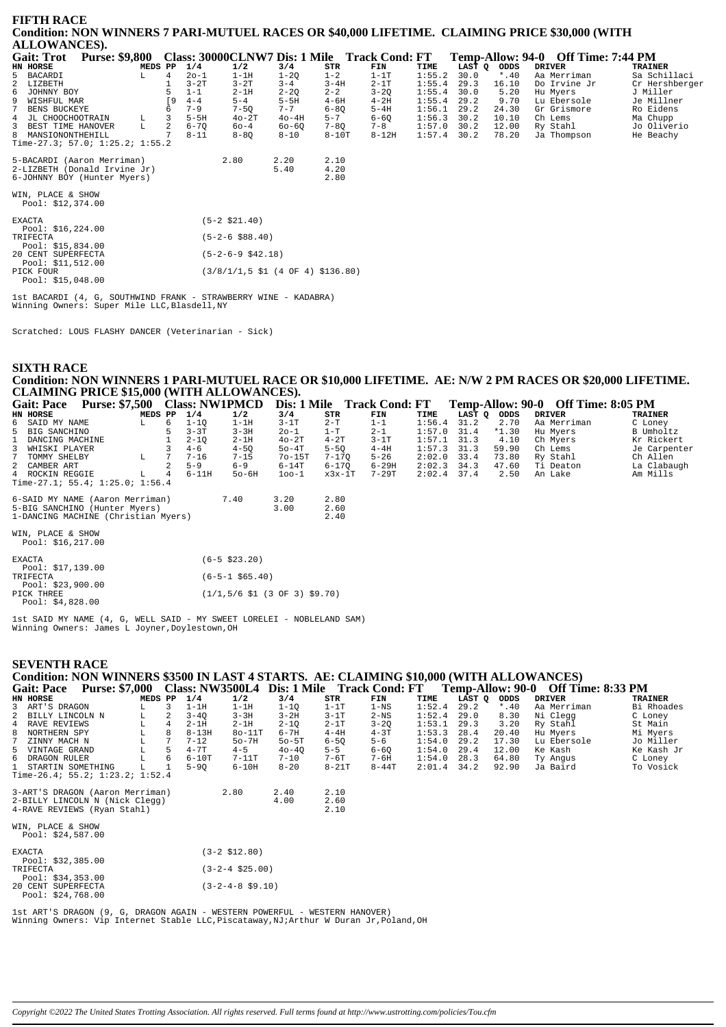## FIFTH RACE

### Condition: NON WINNERS 7 PARI-MUTUEL RACES OR $40,000 LIFETIME. CLAIMING PRICE $30,000 (WITH ALLOWANCES).

**Gait: Trot Purse: $9,800 Class: 30000CLNW7 Dis: 1 Mile Track Cond: FT Temp-Allow: 94-0 Off Time: 7:44 PM**

| HN | HORSE | MEDS | PP | 1/4 | 1/2 | 3/4 | STR | FIN | TIME | LAST Q | ODDS | DRIVER | TRAINER |
|---|---|---|---|---|---|---|---|---|---|---|---|---|---|
| 5 | BACARDI | L | 4 | 2o-1 | 1-1H | 1-2Q | 1-2 | 1-1T | 1:55.2 | 30.0 | *.40 | Aa Merriman | Sa Schillaci |
| 2 | LIZBETH | | 1 | 3-2T | 3-2T | 3-4 | 3-4H | 2-1T | 1:55.4 | 29.3 | 16.10 | Do Irvine Jr | Cr Hershberger |
| 6 | JOHNNY BOY | | 5 | 1-1 | 2-1H | 2-2Q | 2-2 | 3-2Q | 1:55.4 | 30.0 | 5.20 | Hu Myers | J Miller |
| 9 | WISHFUL MAR | | [9 | 4-4 | 5-4 | 5-5H | 4-6H | 4-2H | 1:55.4 | 29.2 | 9.70 | Lu Ebersole | Je Millner |
| 7 | BENS BUCKEYE | | 6 | 7-9 | 7-5Q | 7-7 | 6-8Q | 5-4H | 1:56.1 | 29.2 | 24.30 | Gr Grismore | Ro Eidens |
| 4 | JL CHOOCHOOTRAIN | L | 3 | 5-5H | 4o-2T | 4o-4H | 5-7 | 6-6Q | 1:56.3 | 30.2 | 10.10 | Ch Lems | Ma Chupp |
| 3 | BEST TIME HANOVER | L | 2 | 6-7Q | 6o-4 | 6o-6Q | 7-8Q | 7-8 | 1:57.0 | 30.2 | 12.00 | Ry Stahl | Jo Oliverio |
| 8 | MANSIONONTHEHILL | | 7 | 8-11 | 8-8Q | 8-10 | 8-10T | 8-12H | 1:57.4 | 30.2 | 78.20 | Ja Thompson | He Beachy |

Time-27.3; 57.0; 1:25.2; 1:55.2

| | | | |
|---|---|---|---|
| 5-BACARDI (Aaron Merriman) | 2.80 | 2.20 | 2.10 |
| 2-LIZBETH (Donald Irvine Jr) | | 5.40 | 4.20 |
| 6-JOHNNY BOY (Hunter Myers) | | | 2.80 |

WIN, PLACE & SHOW
Pool: $12,374.00

| | |
|---|---|
| EXACTA Pool: $16,224.00 | (5-2 $21.40) |
| TRIFECTA Pool: $15,834.00 | (5-2-6 $88.40) |
| 20 CENT SUPERFECTA Pool: $11,512.00 | (5-2-6-9 $42.18) |
| PICK FOUR Pool: $15,048.00 | (3/8/1/1,5 $1 (4 OF 4) $136.80) |

1st BACARDI (4, G, SOUTHWIND FRANK - STRAWBERRY WINE - KADABRA)
Winning Owners: Super Mile LLC,Blasdell,NY

Scratched: LOUS FLASHY DANCER (Veterinarian - Sick)

## SIXTH RACE

### Condition: NON WINNERS 1 PARI-MUTUEL RACE OR $10,000 LIFETIME. AE: N/W 2 PM RACES OR $20,000 LIFETIME. CLAIMING PRICE $15,000 (WITH ALLOWANCES).

**Gait: Pace Purse: $7,500 Class: NW1PMCD Dis: 1 Mile Track Cond: FT Temp-Allow: 90-0 Off Time: 8:05 PM**

| HN | HORSE | MEDS | PP | 1/4 | 1/2 | 3/4 | STR | FIN | TIME | LAST Q | ODDS | DRIVER | TRAINER |
|---|---|---|---|---|---|---|---|---|---|---|---|---|---|
| 6 | SAID MY NAME | L | 6 | 1-1Q | 1-1H | 3-1T | 2-T | 1-1 | 1:56.4 | 31.2 | 2.70 | Aa Merriman | C Loney |
| 5 | BIG SANCHINO | | 5 | 3-3T | 3-3H | 2o-1 | 1-T | 2-1 | 1:57.0 | 31.4 | *1.30 | Hu Myers | B Umholtz |
| 1 | DANCING MACHINE | | 1 | 2-1Q | 2-1H | 4o-2T | 4-2T | 3-1T | 1:57.1 | 31.3 | 4.10 | Ch Myers | Kr Rickert |
| 3 | WHISKI PLAYER | | 3 | 4-6 | 4-5Q | 5o-4T | 5-5Q | 4-4H | 1:57.3 | 31.3 | 59.90 | Ch Lems | Je Carpenter |
| 7 | TOMMY SHELBY | L | 7 | 7-16 | 7-15 | 7o-15T | 7-17Q | 5-26 | 2:02.0 | 33.4 | 73.80 | Ry Stahl | Ch Allen |
| 2 | CAMBER ART | | 2 | 5-9 | 6-9 | 6-14T | 6-17Q | 6-29H | 2:02.3 | 34.3 | 47.60 | Ti Deaton | La Clabaugh |
| 4 | ROCKIN REGGIE | L | 4 | 6-11H | 5o-6H | 1oo-1 | x3x-1T | 7-29T | 2:02.4 | 37.4 | 2.50 | An Lake | Am Mills |

Time-27.1; 55.4; 1:25.0; 1:56.4

| | | | |
|---|---|---|---|
| 6-SAID MY NAME (Aaron Merriman) | 7.40 | 3.20 | 2.80 |
| 5-BIG SANCHINO (Hunter Myers) | | 3.00 | 2.60 |
| 1-DANCING MACHINE (Christian Myers) | | | 2.40 |

WIN, PLACE & SHOW
Pool: $16,217.00

| | |
|---|---|
| EXACTA Pool: $17,139.00 | (6-5 $23.20) |
| TRIFECTA Pool: $23,900.00 | (6-5-1 $65.40) |
| PICK THREE Pool: $4,828.00 | (1/1,5/6 $1 (3 OF 3) $9.70) |

1st SAID MY NAME (4, G, WELL SAID - MY SWEET LORELEI - NOBLELAND SAM)
Winning Owners: James L Joyner,Doylestown,OH

## SEVENTH RACE

### Condition: NON WINNERS $3500 IN LAST 4 STARTS. AE: CLAIMING $10,000 (WITH ALLOWANCES)

**Gait: Pace Purse: $7,000 Class: NW3500L4 Dis: 1 Mile Track Cond: FT Temp-Allow: 90-0 Off Time: 8:33 PM**

| HN | HORSE | MEDS | PP | 1/4 | 1/2 | 3/4 | STR | FIN | TIME | LAST Q | ODDS | DRIVER | TRAINER |
|---|---|---|---|---|---|---|---|---|---|---|---|---|---|
| 3 | ART'S DRAGON | L | 3 | 1-1H | 1-1H | 1-1Q | 1-1T | 1-NS | 1:52.4 | 29.2 | *.40 | Aa Merriman | Bi Rhoades |
| 2 | BILLY LINCOLN N | L | 2 | 3-4Q | 3-3H | 3-2H | 3-1T | 2-NS | 1:52.4 | 29.0 | 8.30 | Ni Clegg | C Loney |
| 4 | RAVE REVIEWS | L | 4 | 2-1H | 2-1H | 2-1Q | 2-1T | 3-2Q | 1:53.1 | 29.3 | 3.20 | Ry Stahl | St Main |
| 8 | NORTHERN SPY | L | 8 | 8-13H | 8o-11T | 6-7H | 4-4H | 4-3T | 1:53.3 | 28.4 | 20.40 | Hu Myers | Mi Myers |
| 7 | ZINNY MACH N | L | 7 | 7-12 | 5o-7H | 5o-5T | 6-5Q | 5-6 | 1:54.0 | 29.2 | 17.30 | Lu Ebersole | Jo Miller |
| 5 | VINTAGE GRAND | L | 5 | 4-7T | 4-5 | 4o-4Q | 5-5 | 6-6Q | 1:54.0 | 29.4 | 12.00 | Ke Kash | Ke Kash Jr |
| 6 | DRAGON RULER | L | 6 | 6-10T | 7-11T | 7-10 | 7-6T | 7-6H | 1:54.0 | 28.3 | 64.80 | Ty Angus | C Loney |
| 1 | STARTIN SOMETHING | L | 1 | 5-9Q | 6-10H | 8-20 | 8-21T | 8-44T | 2:01.4 | 34.2 | 92.90 | Ja Baird | To Vosick |

Time-26.4; 55.2; 1:23.2; 1:52.4

| | | | |
|---|---|---|---|
| 3-ART'S DRAGON (Aaron Merriman) | 2.80 | 2.40 | 2.10 |
| 2-BILLY LINCOLN N (Nick Clegg) | | 4.00 | 2.60 |
| 4-RAVE REVIEWS (Ryan Stahl) | | | 2.10 |

WIN, PLACE & SHOW
Pool: $24,587.00

| | |
|---|---|
| EXACTA Pool: $32,385.00 | (3-2 $12.80) |
| TRIFECTA Pool: $34,353.00 | (3-2-4 $25.00) |
| 20 CENT SUPERFECTA Pool: $24,768.00 | (3-2-4-8 $9.10) |

1st ART'S DRAGON (9, G, DRAGON AGAIN - WESTERN POWERFUL - WESTERN HANOVER)
Winning Owners: Vip Internet Stable LLC,Piscataway,NJ;Arthur W Duran Jr,Poland,OH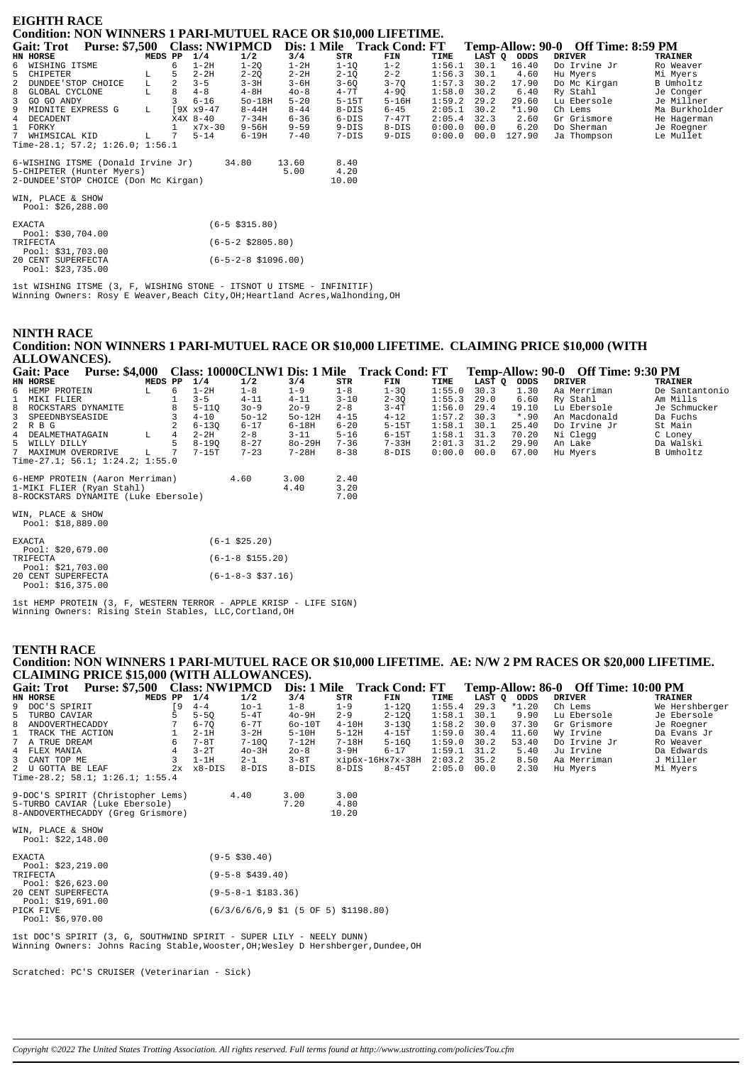## EIGHTH RACE

**Condition: NON WINNERS 1 PARI-MUTUEL RACE OR $10,000 LIFETIME.**

**Gait: Trot Purse: $7,500 Class: NW1PMCD Dis: 1 Mile Track Cond: FT Temp-Allow: 90-0 Off Time: 8:59 PM**

| HN | HORSE | MEDS | PP | 1/4 | 1/2 | 3/4 | STR | FIN | TIME | LAST Q | ODDS | DRIVER | TRAINER |
|---|---|---|---|---|---|---|---|---|---|---|---|---|---|
| 6 | WISHING ITSME | | 6 | 1-2H | 1-2Q | 1-2H | 1-1Q | 1-2 | 1:56.1 | 30.1 | 16.40 | Do Irvine Jr | Ro Weaver |
| 5 | CHIPETER | L | 5 | 2-2H | 2-2Q | 2-2H | 2-1Q | 2-2 | 1:56.3 | 30.1 | 4.60 | Hu Myers | Mi Myers |
| 2 | DUNDEE'STOP CHOICE | L | 2 | 3-5 | 3-3H | 3-6H | 3-6Q | 3-7Q | 1:57.3 | 30.2 | 17.90 | Do Mc Kirgan | B Umholtz |
| 8 | GLOBAL CYCLONE | L | 8 | 4-8 | 4-8H | 4o-8 | 4-7T | 4-9Q | 1:58.0 | 30.2 | 6.40 | Ry Stahl | Je Conger |
| 3 | GO GO ANDY | | 3 | 6-16 | 5o-18H | 5-20 | 5-15T | 5-16H | 1:59.2 | 29.2 | 29.60 | Lu Ebersole | Je Millner |
| 9 | MIDNITE EXPRESS G | L | [9X | x9-47 | 8-44H | 8-44 | 8-DIS | 6-45 | 2:05.1 | 30.2 | *1.90 | Ch Lems | Ma Burkholder |
| 4 | DECADENT | | X4X | 8-40 | 7-34H | 6-36 | 6-DIS | 7-47T | 2:05.4 | 32.3 | 2.60 | Gr Grismore | He Hagerman |
| 1 | FORKY | | 1 | x7x-30 | 9-56H | 9-59 | 9-DIS | 8-DIS | 0:00.0 | 00.0 | 6.20 | Do Sherman | Je Roegner |
| 7 | WHIMSICAL KID | L | 7 | 5-14 | 6-19H | 7-40 | 7-DIS | 9-DIS | 0:00.0 | 00.0 | 127.90 | Ja Thompson | Le Mullet |

Time-28.1; 57.2; 1:26.0; 1:56.1

| | | | |
|---|---|---|---|
| 6-WISHING ITSME (Donald Irvine Jr) | 34.80 | 13.60 | 8.40 |
| 5-CHIPETER (Hunter Myers) | | 5.00 | 4.20 |
| 2-DUNDEE'STOP CHOICE (Don Mc Kirgan) | | | 10.00 |

WIN, PLACE & SHOW
Pool: $26,288.00

EXACTA (6-5 $315.80)
Pool: $30,704.00
TRIFECTA (6-5-2 $2805.80)
Pool: $31,703.00
20 CENT SUPERFECTA (6-5-2-8 $1096.00)
Pool: $23,735.00

1st WISHING ITSME (3, F, WISHING STONE - ITSNOT U ITSME - INFINITIF)
Winning Owners: Rosy E Weaver,Beach City,OH;Heartland Acres,Walhonding,OH

## NINTH RACE

**Condition: NON WINNERS 1 PARI-MUTUEL RACE OR $10,000 LIFETIME. CLAIMING PRICE $10,000 (WITH ALLOWANCES).**

**Gait: Pace Purse: $4,000 Class: 10000CLNW1 Dis: 1 Mile Track Cond: FT Temp-Allow: 90-0 Off Time: 9:30 PM**

| HN | HORSE | MEDS | PP | 1/4 | 1/2 | 3/4 | STR | FIN | TIME | LAST Q | ODDS | DRIVER | TRAINER |
|---|---|---|---|---|---|---|---|---|---|---|---|---|---|
| 6 | HEMP PROTEIN | L | 6 | 1-2H | 1-8 | 1-9 | 1-8 | 1-3Q | 1:55.0 | 30.3 | 1.30 | Aa Merriman | De Santantonio |
| 1 | MIKI FLIER | | 1 | 3-5 | 4-11 | 4-11 | 3-10 | 2-3Q | 1:55.3 | 29.0 | 6.60 | Ry Stahl | Am Mills |
| 8 | ROCKSTARS DYNAMITE | | 8 | 5-11Q | 3o-9 | 2o-9 | 2-8 | 3-4T | 1:56.0 | 29.4 | 19.10 | Lu Ebersole | Je Schmucker |
| 3 | SPEEDNBYSEASIDE | | 3 | 4-10 | 5o-12 | 5o-12H | 4-15 | 4-12 | 1:57.2 | 30.3 | *.90 | An Macdonald | Da Fuchs |
| 2 | R B G | | 2 | 6-13Q | 6-17 | 6-18H | 6-20 | 5-15T | 1:58.1 | 30.1 | 25.40 | Do Irvine Jr | St Main |
| 4 | DEALMETHATAGAIN | L | 4 | 2-2H | 2-8 | 3-11 | 5-16 | 6-15T | 1:58.1 | 31.3 | 70.20 | Ni Clegg | C Loney |
| 5 | WILLY DILLY | | 5 | 8-19Q | 8-27 | 8o-29H | 7-36 | 7-33H | 2:01.3 | 31.2 | 29.90 | An Lake | Da Walski |
| 7 | MAXIMUM OVERDRIVE | L | 7 | 7-15T | 7-23 | 7-28H | 8-38 | 8-DIS | 0:00.0 | 00.0 | 67.00 | Hu Myers | B Umholtz |

Time-27.1; 56.1; 1:24.2; 1:55.0

| | | | |
|---|---|---|---|
| 6-HEMP PROTEIN (Aaron Merriman) | 4.60 | 3.00 | 2.40 |
| 1-MIKI FLIER (Ryan Stahl) | | 4.40 | 3.20 |
| 8-ROCKSTARS DYNAMITE (Luke Ebersole) | | | 7.00 |

WIN, PLACE & SHOW
Pool: $18,889.00

EXACTA (6-1 $25.20)
Pool: $20,679.00
TRIFECTA (6-1-8 $155.20)
Pool: $21,703.00
20 CENT SUPERFECTA (6-1-8-3 $37.16)
Pool: $16,375.00

1st HEMP PROTEIN (3, F, WESTERN TERROR - APPLE KRISP - LIFE SIGN)
Winning Owners: Rising Stein Stables, LLC,Cortland,OH

## TENTH RACE

**Condition: NON WINNERS 1 PARI-MUTUEL RACE OR $10,000 LIFETIME. AE: N/W 2 PM RACES OR $20,000 LIFETIME. CLAIMING PRICE $15,000 (WITH ALLOWANCES).**

**Gait: Trot Purse: $7,500 Class: NW1PMCD Dis: 1 Mile Track Cond: FT Temp-Allow: 86-0 Off Time: 10:00 PM**

| HN | HORSE | MEDS | PP | 1/4 | 1/2 | 3/4 | STR | FIN | TIME | LAST Q | ODDS | DRIVER | TRAINER |
|---|---|---|---|---|---|---|---|---|---|---|---|---|---|
| 9 | DOC'S SPIRIT | | [9 | 4-4 | 1o-1 | 1-8 | 1-9 | 1-12Q | 1:55.4 | 29.3 | *1.20 | Ch Lems | We Hershberger |
| 5 | TURBO CAVIAR | | 5 | 5-5Q | 5-4T | 4o-9H | 2-9 | 2-12Q | 1:58.1 | 30.1 | 9.90 | Lu Ebersole | Je Ebersole |
| 8 | ANDOVERTHECADDY | | 7 | 6-7Q | 6-7T | 6o-10T | 4-10H | 3-13Q | 1:58.2 | 30.0 | 37.30 | Gr Grismore | Je Roegner |
| 1 | TRACK THE ACTION | | 1 | 2-1H | 3-2H | 5-10H | 5-12H | 4-15T | 1:59.0 | 30.4 | 11.60 | Wy Irvine | Da Evans Jr |
| 7 | A TRUE DREAM | | 6 | 7-8T | 7-10Q | 7-12H | 7-18H | 5-16Q | 1:59.0 | 30.2 | 53.40 | Do Irvine Jr | Ro Weaver |
| 4 | FLEX MANIA | | 4 | 3-2T | 4o-3H | 2o-8 | 3-9H | 6-17 | 1:59.1 | 31.2 | 5.40 | Ju Irvine | Da Edwards |
| 3 | CANT TOP ME | | 3 | 1-1H | 2-1 | 3-8T | xip6x-16Hx7x-38H | | 2:03.2 | 35.2 | 8.50 | Aa Merriman | J Miller |
| 2 | U GOTTA BE LEAF | | 2x | x8-DIS | 8-DIS | 8-DIS | 8-DIS | 8-45T | 2:05.0 | 00.0 | 2.30 | Hu Myers | Mi Myers |

Time-28.2; 58.1; 1:26.1; 1:55.4

| | | | |
|---|---|---|---|
| 9-DOC'S SPIRIT (Christopher Lems) | 4.40 | 3.00 | 3.00 |
| 5-TURBO CAVIAR (Luke Ebersole) | | 7.20 | 4.80 |
| 8-ANDOVERTHECADDY (Greg Grismore) | | | 10.20 |

WIN, PLACE & SHOW
Pool: $22,148.00

EXACTA (9-5 $30.40)
Pool: $23,219.00
TRIFECTA (9-5-8 $439.40)
Pool: $26,623.00
20 CENT SUPERFECTA (9-5-8-1 $183.36)
Pool: $19,691.00
PICK FIVE (6/3/6/6/6,9 $1 (5 OF 5) $1198.80)
Pool: $6,970.00

1st DOC'S SPIRIT (3, G, SOUTHWIND SPIRIT - SUPER LILY - NEELY DUNN)
Winning Owners: Johns Racing Stable,Wooster,OH;Wesley D Hershberger,Dundee,OH

Scratched: PC'S CRUISER (Veterinarian - Sick)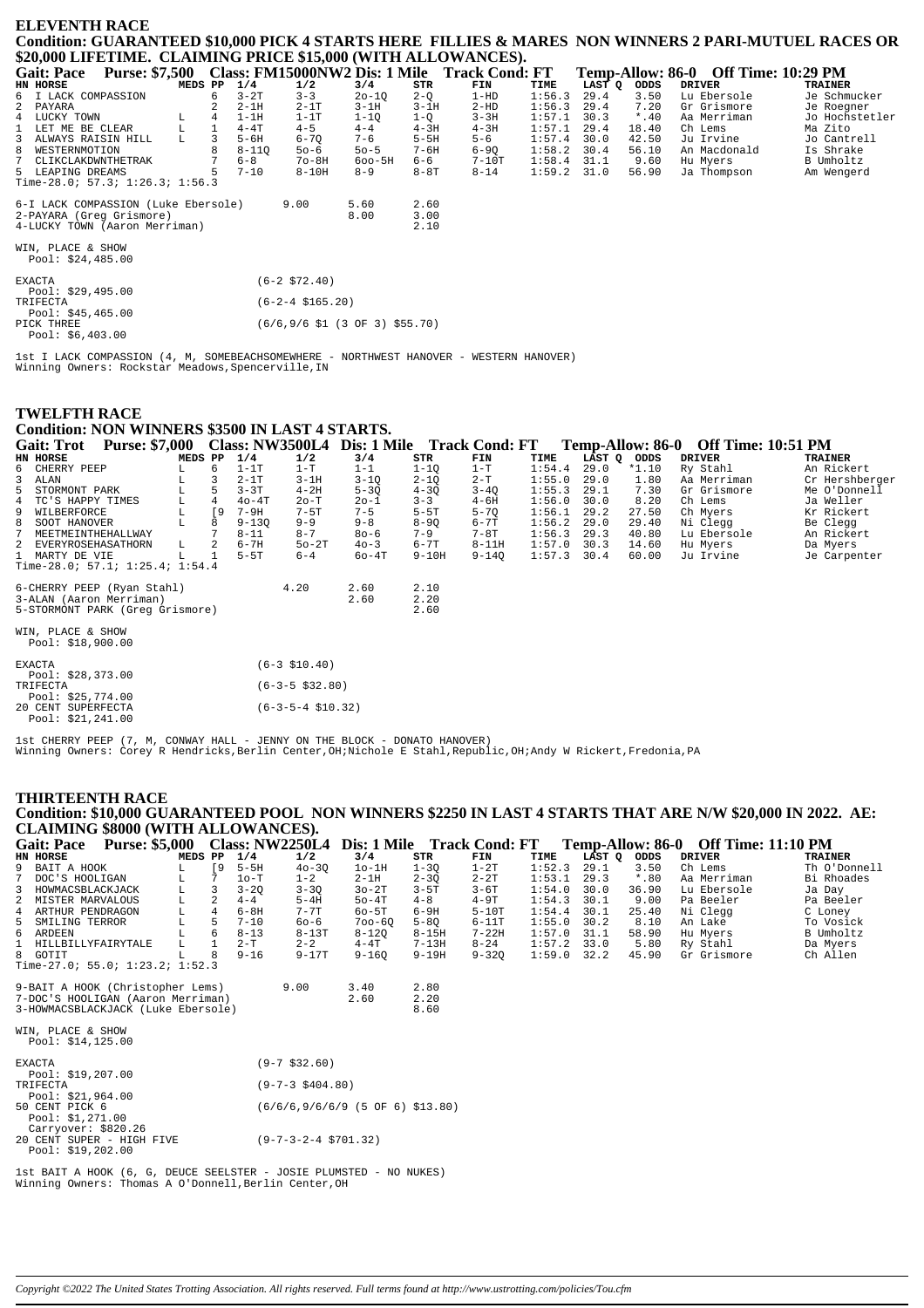## ELEVENTH RACE

**Condition: GUARANTEED $10,000 PICK 4 STARTS HERE FILLIES & MARES NON WINNERS 2 PARI-MUTUEL RACES OR $20,000 LIFETIME. CLAIMING PRICE $15,000 (WITH ALLOWANCES).**

**Gait: Pace Purse: $7,500 Class: FM15000NW2 Dis: 1 Mile Track Cond: FT Temp-Allow: 86-0 Off Time: 10:29 PM**

| HN | HORSE | MEDS | PP | 1/4 | 1/2 | 3/4 | STR | FIN | TIME | LAST Q | ODDS | DRIVER | TRAINER |
|---|---|---|---|---|---|---|---|---|---|---|---|---|---|
| 6 | I LACK COMPASSION | | 6 | 3-2T | 3-3 | 2o-1Q | 2-Q | 1-HD | 1:56.3 | 29.4 | 3.50 | Lu Ebersole | Je Schmucker |
| 2 | PAYARA | | 2 | 2-1H | 2-1T | 3-1H | 3-1H | 2-HD | 1:56.3 | 29.4 | 7.20 | Gr Grismore | Je Roegner |
| 4 | LUCKY TOWN | L | 4 | 1-1H | 1-1T | 1-1Q | 1-Q | 3-3H | 1:57.1 | 30.3 | *.40 | Aa Merriman | Jo Hochstetler |
| 1 | LET ME BE CLEAR | L | 1 | 4-4T | 4-5 | 4-4 | 4-3H | 4-3H | 1:57.1 | 29.4 | 18.40 | Ch Lems | Ma Zito |
| 3 | ALWAYS RAISIN HILL | L | 3 | 5-6H | 6-7Q | 7-6 | 5-5H | 5-6 | 1:57.4 | 30.0 | 42.50 | Ju Irvine | Jo Cantrell |
| 8 | WESTERNMOTION | | 8 | 8-11Q | 5o-6 | 5o-5 | 7-6H | 6-9Q | 1:58.2 | 30.4 | 56.10 | An Macdonald | Is Shrake |
| 7 | CLIKCLAKDWNTHETRAK | | 7 | 6-8 | 7o-8H | 6oo-5H | 6-6 | 7-10T | 1:58.4 | 31.1 | 9.60 | Hu Myers | B Umholtz |
| 5 | LEAPING DREAMS | | 5 | 7-10 | 8-10H | 8-9 | 8-8T | 8-14 | 1:59.2 | 31.0 | 56.90 | Ja Thompson | Am Wengerd |

Time-28.0; 57.3; 1:26.3; 1:56.3

| | | | |
|---|---|---|---|
| 6-I LACK COMPASSION (Luke Ebersole) | 9.00 | 5.60 | 2.60 |
| 2-PAYARA (Greg Grismore) | | 8.00 | 3.00 |
| 4-LUCKY TOWN (Aaron Merriman) | | | 2.10 |

WIN, PLACE & SHOW
Pool: $24,485.00

| | |
|---|---|
| EXACTA Pool: $29,495.00 | (6-2 $72.40) |
| TRIFECTA Pool: $45,465.00 | (6-2-4 $165.20) |
| PICK THREE Pool: $6,403.00 | (6/6,9/6 $1 (3 OF 3) $55.70) |

1st I LACK COMPASSION (4, M, SOMEBEACHSOMEWHERE - NORTHWEST HANOVER - WESTERN HANOVER)
Winning Owners: Rockstar Meadows,Spencerville,IN

## TWELFTH RACE

**Condition: NON WINNERS $3500 IN LAST 4 STARTS.**

**Gait: Trot Purse: $7,000 Class: NW3500L4 Dis: 1 Mile Track Cond: FT Temp-Allow: 86-0 Off Time: 10:51 PM**

| HN | HORSE | MEDS | PP | 1/4 | 1/2 | 3/4 | STR | FIN | TIME | LAST Q | ODDS | DRIVER | TRAINER |
|---|---|---|---|---|---|---|---|---|---|---|---|---|---|
| 6 | CHERRY PEEP | L | 6 | 1-1T | 1-T | 1-1 | 1-1Q | 1-T | 1:54.4 | 29.0 | *1.10 | Ry Stahl | An Rickert |
| 3 | ALAN | L | 3 | 2-1T | 3-1H | 3-1Q | 2-1Q | 2-T | 1:55.0 | 29.0 | 1.80 | Aa Merriman | Cr Hershberger |
| 5 | STORMONT PARK | L | 5 | 3-3T | 4-2H | 5-3Q | 4-3Q | 3-4Q | 1:55.3 | 29.1 | 7.30 | Gr Grismore | Me O'Donnell |
| 4 | TC'S HAPPY TIMES | L | 4 | 4o-4T | 2o-T | 2o-1 | 3-3 | 4-6H | 1:56.0 | 30.0 | 8.20 | Ch Lems | Ja Weller |
| 9 | WILBERFORCE | L | [9 | 7-9H | 7-5T | 7-5 | 5-5T | 5-7Q | 1:56.1 | 29.2 | 27.50 | Ch Myers | Kr Rickert |
| 8 | SOOT HANOVER | L | 8 | 9-13Q | 9-9 | 9-8 | 8-9Q | 6-7T | 1:56.2 | 29.0 | 29.40 | Ni Clegg | Be Clegg |
| 7 | MEETMEINTHEHALLWAY | | 7 | 8-11 | 8-7 | 8o-6 | 7-9 | 7-8T | 1:56.3 | 29.3 | 40.80 | Lu Ebersole | An Rickert |
| 2 | EVERYROSEHASATHORN | L | 2 | 6-7H | 5o-2T | 4o-3 | 6-7T | 8-11H | 1:57.0 | 30.3 | 14.60 | Hu Myers | Da Myers |
| 1 | MARTY DE VIE | L | 1 | 5-5T | 6-4 | 6o-4T | 9-10H | 9-14Q | 1:57.3 | 30.4 | 60.00 | Ju Irvine | Je Carpenter |

Time-28.0; 57.1; 1:25.4; 1:54.4

| | | | |
|---|---|---|---|
| 6-CHERRY PEEP (Ryan Stahl) | 4.20 | 2.60 | 2.10 |
| 3-ALAN (Aaron Merriman) | | 2.60 | 2.20 |
| 5-STORMONT PARK (Greg Grismore) | | | 2.60 |

WIN, PLACE & SHOW
Pool: $18,900.00

| | |
|---|---|
| EXACTA Pool: $28,373.00 | (6-3 $10.40) |
| TRIFECTA Pool: $25,774.00 | (6-3-5 $32.80) |
| 20 CENT SUPERFECTA Pool: $21,241.00 | (6-3-5-4 $10.32) |

1st CHERRY PEEP (7, M, CONWAY HALL - JENNY ON THE BLOCK - DONATO HANOVER)
Winning Owners: Corey R Hendricks,Berlin Center,OH;Nichole E Stahl,Republic,OH;Andy W Rickert,Fredonia,PA

## THIRTEENTH RACE

**Condition: $10,000 GUARANTEED POOL NON WINNERS $2250 IN LAST 4 STARTS THAT ARE N/W $20,000 IN 2022. AE: CLAIMING $8000 (WITH ALLOWANCES).**

**Gait: Pace Purse: $5,000 Class: NW2250L4 Dis: 1 Mile Track Cond: FT Temp-Allow: 86-0 Off Time: 11:10 PM**

| HN | HORSE | MEDS | PP | 1/4 | 1/2 | 3/4 | STR | FIN | TIME | LAST Q | ODDS | DRIVER | TRAINER |
|---|---|---|---|---|---|---|---|---|---|---|---|---|---|
| 9 | BAIT A HOOK | L | [9 | 5-5H | 4o-3Q | 1o-1H | 1-3Q | 1-2T | 1:52.3 | 29.1 | 3.50 | Ch Lems | Th O'Donnell |
| 7 | DOC'S HOOLIGAN | L | 7 | 1o-T | 1-2 | 2-1H | 2-3Q | 2-2T | 1:53.1 | 29.3 | *.80 | Aa Merriman | Bi Rhoades |
| 3 | HOWMACSBLACKJACK | L | 3 | 3-2Q | 3-3Q | 3o-2T | 3-5T | 3-6T | 1:54.0 | 30.0 | 36.90 | Lu Ebersole | Ja Day |
| 2 | MISTER MARVALOUS | L | 2 | 4-4 | 5-4H | 5o-4T | 4-8 | 4-9T | 1:54.3 | 30.1 | 9.00 | Pa Beeler | Pa Beeler |
| 4 | ARTHUR PENDRAGON | L | 4 | 6-8H | 7-7T | 6o-5T | 6-9H | 5-10T | 1:54.4 | 30.1 | 25.40 | Ni Clegg | C Loney |
| 5 | SMILING TERROR | L | 5 | 7-10 | 6o-6 | 7oo-6Q | 5-8Q | 6-11T | 1:55.0 | 30.2 | 8.10 | An Lake | To Vosick |
| 6 | ARDEEN | L | 6 | 8-13 | 8-13T | 8-12Q | 8-15H | 7-22H | 1:57.0 | 31.1 | 58.90 | Hu Myers | B Umholtz |
| 1 | HILLBILLYFAIRYTALE | L | 1 | 2-T | 2-2 | 4-4T | 7-13H | 8-24 | 1:57.2 | 33.0 | 5.80 | Ry Stahl | Da Myers |
| 8 | GOTIT | L | 8 | 9-16 | 9-17T | 9-16Q | 9-19H | 9-32Q | 1:59.0 | 32.2 | 45.90 | Gr Grismore | Ch Allen |

Time-27.0; 55.0; 1:23.2; 1:52.3

| | | | |
|---|---|---|---|
| 9-BAIT A HOOK (Christopher Lems) | 9.00 | 3.40 | 2.80 |
| 7-DOC'S HOOLIGAN (Aaron Merriman) | | 2.60 | 2.20 |
| 3-HOWMACSBLACKJACK (Luke Ebersole) | | | 8.60 |

WIN, PLACE & SHOW
Pool: $14,125.00

| | |
|---|---|
| EXACTA Pool: $19,207.00 | (9-7 $32.60) |
| TRIFECTA Pool: $21,964.00 | (9-7-3 $404.80) |
| 50 CENT PICK 6 Pool: $1,271.00 Carryover: $820.26 | (6/6/6,9/6/6/9 (5 OF 6) $13.80) |
| 20 CENT SUPER - HIGH FIVE Pool: $19,202.00 | (9-7-3-2-4 $701.32) |

1st BAIT A HOOK (6, G, DEUCE SEELSTER - JOSIE PLUMSTED - NO NUKES)
Winning Owners: Thomas A O'Donnell,Berlin Center,OH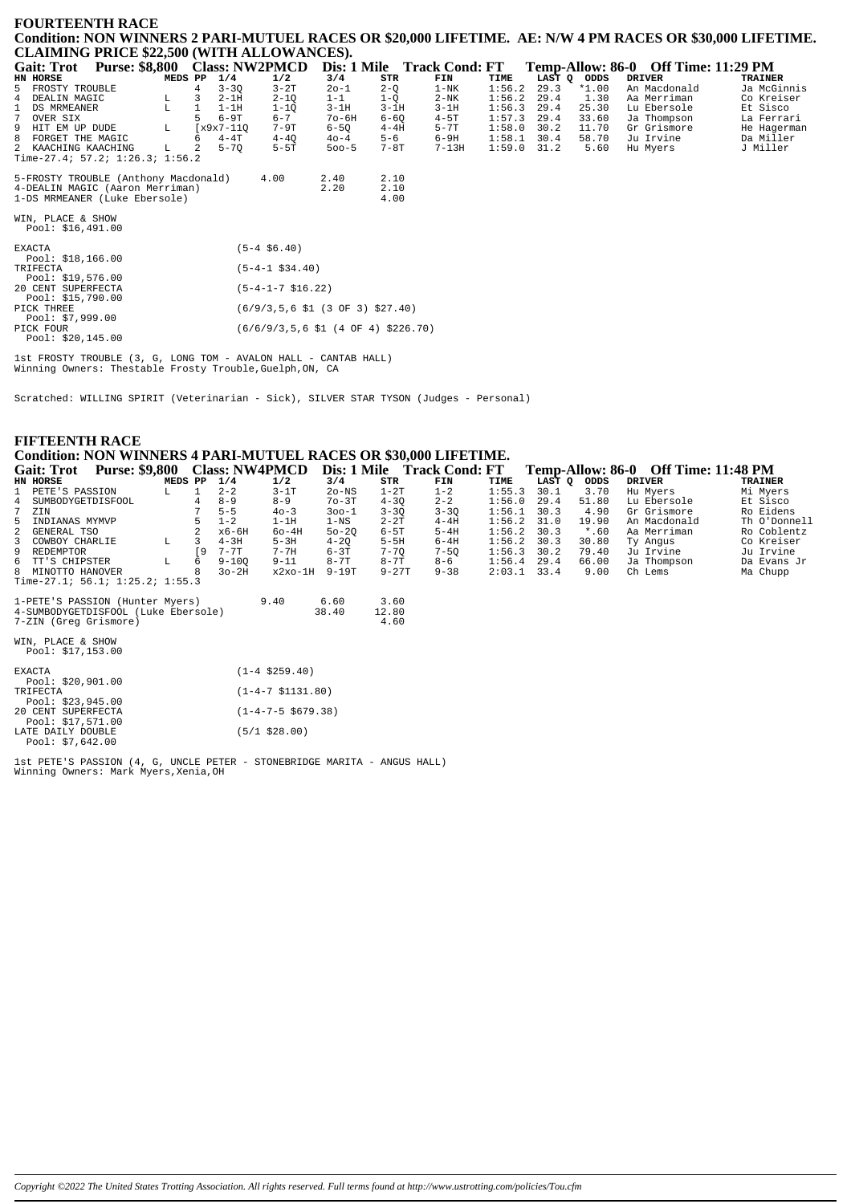## FOURTEENTH RACE

**Condition: NON WINNERS 2 PARI-MUTUEL RACES OR $20,000 LIFETIME. AE: N/W 4 PM RACES OR $30,000 LIFETIME. CLAIMING PRICE $22,500 (WITH ALLOWANCES).**

**Gait: Trot  Purse: $8,800  Class: NW2PMCD  Dis: 1 Mile  Track Cond: FT  Temp-Allow: 86-0  Off Time: 11:29 PM**

| HN | HORSE | MEDS | PP | 1/4 | 1/2 | 3/4 | STR | FIN | TIME | LAST Q | ODDS | DRIVER | TRAINER |
|---|---|---|---|---|---|---|---|---|---|---|---|---|---|
| 5 | FROSTY TROUBLE | | 4 | 3-3Q | 3-2T | 2o-1 | 2-Q | 1-NK | 1:56.2 | 29.3 | *1.00 | An Macdonald | Ja McGinnis |
| 4 | DEALIN MAGIC | L | 3 | 2-1H | 2-1Q | 1-1 | 1-Q | 2-NK | 1:56.2 | 29.4 | 1.30 | Aa Merriman | Co Kreiser |
| 1 | DS MRMEANER | L | 1 | 1-1H | 1-1Q | 3-1H | 3-1H | 3-1H | 1:56.3 | 29.4 | 25.30 | Lu Ebersole | Et Sisco |
| 7 | OVER SIX | | 5 | 6-9T | 6-7 | 7o-6H | 6-6Q | 4-5T | 1:57.3 | 29.4 | 33.60 | Ja Thompson | La Ferrari |
| 9 | HIT EM UP DUDE | L | [x9 | x7-11Q | 7-9T | 6-5Q | 4-4H | 5-7T | 1:58.0 | 30.2 | 11.70 | Gr Grismore | He Hagerman |
| 8 | FORGET THE MAGIC | | 6 | 4-4T | 4-4Q | 4o-4 | 5-6 | 6-9H | 1:58.1 | 30.4 | 58.70 | Ju Irvine | Da Miller |
| 2 | KAACHING KAACHING | L | 2 | 5-7Q | 5-5T | 5oo-5 | 7-8T | 7-13H | 1:59.0 | 31.2 | 5.60 | Hu Myers | J Miller |

Time-27.4; 57.2; 1:26.3; 1:56.2

| | | | |
|---|---|---|---|
| 5-FROSTY TROUBLE (Anthony Macdonald) | 4.00 | 2.40 | 2.10 |
| 4-DEALIN MAGIC (Aaron Merriman) | | 2.20 | 2.10 |
| 1-DS MRMEANER (Luke Ebersole) | | | 4.00 |

WIN, PLACE & SHOW
Pool: $16,491.00

| | |
|---|---|
| EXACTA Pool: $18,166.00 | (5-4 $6.40) |
| TRIFECTA Pool: $19,576.00 | (5-4-1 $34.40) |
| 20 CENT SUPERFECTA Pool: $15,790.00 | (5-4-1-7 $16.22) |
| PICK THREE Pool: $7,999.00 | (6/9/3,5,6 $1 (3 OF 3) $27.40) |
| PICK FOUR Pool: $20,145.00 | (6/6/9/3,5,6 $1 (4 OF 4) $226.70) |

1st FROSTY TROUBLE (3, G, LONG TOM - AVALON HALL - CANTAB HALL)
Winning Owners: Thestable Frosty Trouble,Guelph,ON, CA

Scratched: WILLING SPIRIT (Veterinarian - Sick), SILVER STAR TYSON (Judges - Personal)

## FIFTEENTH RACE

**Condition: NON WINNERS 4 PARI-MUTUEL RACES OR $30,000 LIFETIME.**

**Gait: Trot  Purse: $9,800  Class: NW4PMCD  Dis: 1 Mile  Track Cond: FT  Temp-Allow: 86-0  Off Time: 11:48 PM**

| HN | HORSE | MEDS | PP | 1/4 | 1/2 | 3/4 | STR | FIN | TIME | LAST Q | ODDS | DRIVER | TRAINER |
|---|---|---|---|---|---|---|---|---|---|---|---|---|---|
| 1 | PETE'S PASSION | L | 1 | 2-2 | 3-1T | 2o-NS | 1-2T | 1-2 | 1:55.3 | 30.1 | 3.70 | Hu Myers | Mi Myers |
| 4 | SUMBODYGETDISFOOL | | 4 | 8-9 | 8-9 | 7o-3T | 4-3Q | 2-2 | 1:56.0 | 29.4 | 51.80 | Lu Ebersole | Et Sisco |
| 7 | ZIN | | 7 | 5-5 | 4o-3 | 3oo-1 | 3-3Q | 3-3Q | 1:56.1 | 30.3 | 4.90 | Gr Grismore | Ro Eidens |
| 5 | INDIANAS MYMVP | | 5 | 1-2 | 1-1H | 1-NS | 2-2T | 4-4H | 1:56.2 | 31.0 | 19.90 | An Macdonald | Th O'Donnell |
| 2 | GENERAL TSO | | 2 | x6-6H | 6o-4H | 5o-2Q | 6-5T | 5-4H | 1:56.2 | 30.3 | *.60 | Aa Merriman | Ro Coblentz |
| 3 | COWBOY CHARLIE | L | 3 | 4-3H | 5-3H | 4-2Q | 5-5H | 6-4H | 1:56.2 | 30.3 | 30.80 | Ty Angus | Co Kreiser |
| 9 | REDEMPTOR | | [9 | 7-7T | 7-7H | 6-3T | 7-7Q | 7-5Q | 1:56.3 | 30.2 | 79.40 | Ju Irvine | Ju Irvine |
| 6 | TT'S CHIPSTER | L | 6 | 9-10Q | 9-11 | 8-7T | 8-7T | 8-6 | 1:56.4 | 29.4 | 66.00 | Ja Thompson | Da Evans Jr |
| 8 | MINOTTO HANOVER | | 8 | 3o-2H | x2xo-1H | 9-19T | 9-27T | 9-38 | 2:03.1 | 33.4 | 9.00 | Ch Lems | Ma Chupp |

Time-27.1; 56.1; 1:25.2; 1:55.3

| | | | |
|---|---|---|---|
| 1-PETE'S PASSION (Hunter Myers) | 9.40 | 6.60 | 3.60 |
| 4-SUMBODYGETDISFOOL (Luke Ebersole) | | 38.40 | 12.80 |
| 7-ZIN (Greg Grismore) | | | 4.60 |

WIN, PLACE & SHOW
Pool: $17,153.00

| | |
|---|---|
| EXACTA Pool: $20,901.00 | (1-4 $259.40) |
| TRIFECTA Pool: $23,945.00 | (1-4-7 $1131.80) |
| 20 CENT SUPERFECTA Pool: $17,571.00 | (1-4-7-5 $679.38) |
| LATE DAILY DOUBLE Pool: $7,642.00 | (5/1 $28.00) |

1st PETE'S PASSION (4, G, UNCLE PETER - STONEBRIDGE MARITA - ANGUS HALL)
Winning Owners: Mark Myers,Xenia,OH